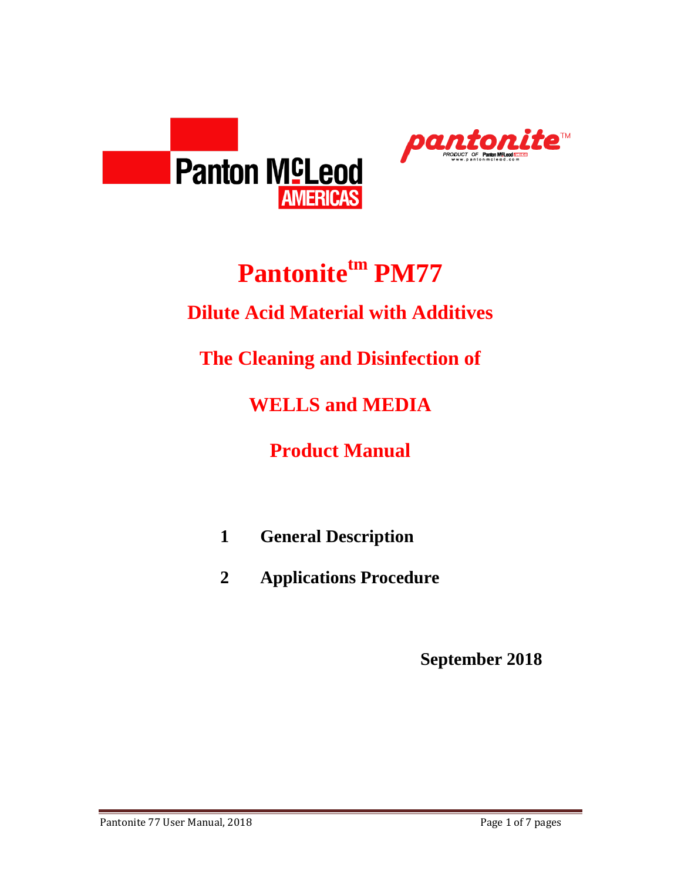Panton McLeod AMERICAS

pantonite™ PRODUCT OF Panton McLeod www.pantonmcleod.com

# Pantonite$^{tm}$ PM77

## Dilute Acid Material with Additives

## The Cleaning and Disinfection of

## WELLS and MEDIA

## Product Manual

**1 General Description**

**2 Applications Procedure**

**September 2018**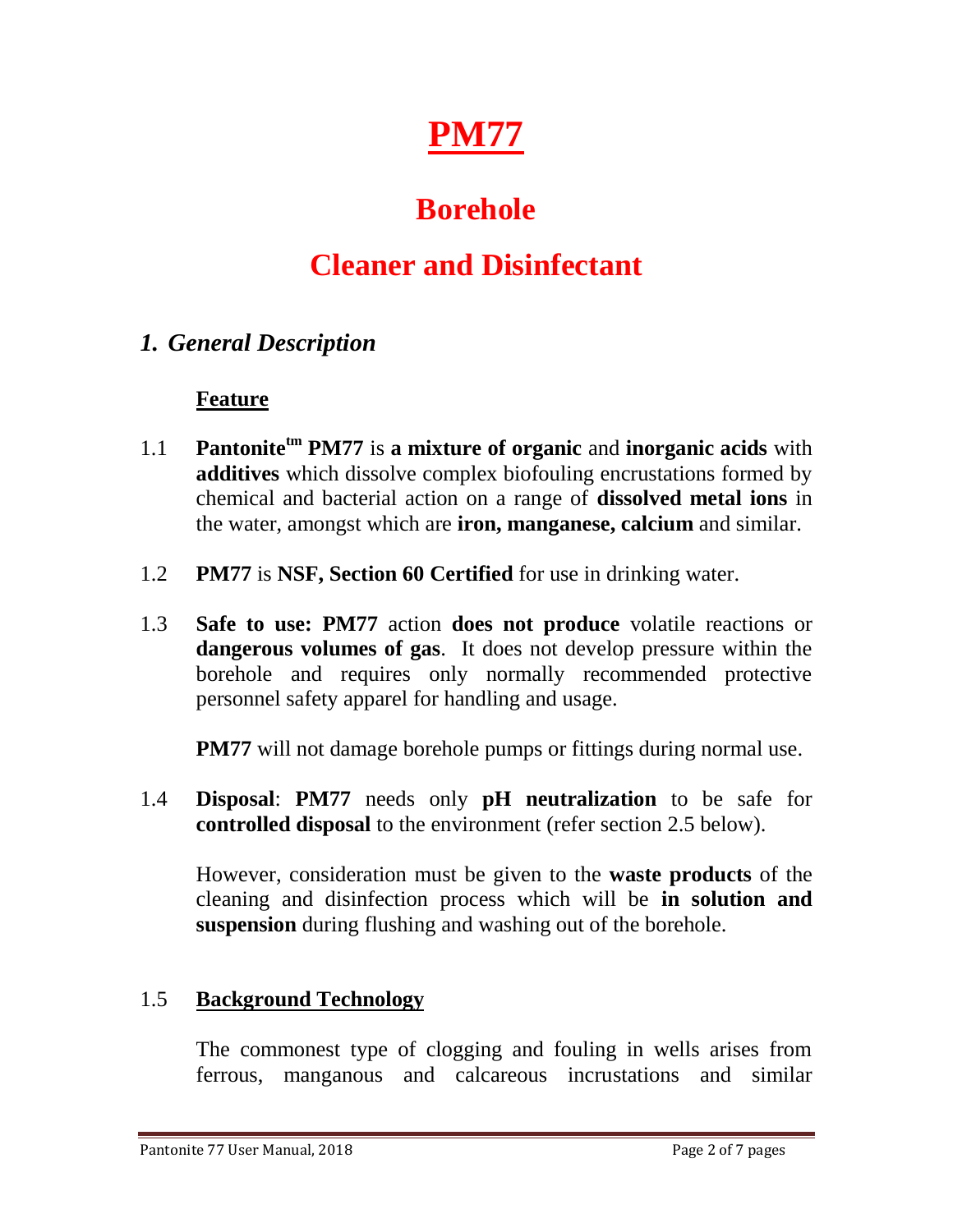# PM77

## Borehole

## Cleaner and Disinfectant

### *1. General Description*

**Feature**

1.1 **Pantonite[tm] PM77** is **a mixture of organic** and **inorganic acids** with **additives** which dissolve complex biofouling encrustations formed by chemical and bacterial action on a range of **dissolved metal ions** in the water, amongst which are **iron, manganese, calcium** and similar.

1.2 **PM77** is **NSF, Section 60 Certified** for use in drinking water.

1.3 **Safe to use: PM77** action **does not produce** volatile reactions or **dangerous volumes of gas**. It does not develop pressure within the borehole and requires only normally recommended protective personnel safety apparel for handling and usage.

**PM77** will not damage borehole pumps or fittings during normal use.

1.4 **Disposal**: **PM77** needs only **pH neutralization** to be safe for **controlled disposal** to the environment (refer section 2.5 below).

However, consideration must be given to the **waste products** of the cleaning and disinfection process which will be **in solution and suspension** during flushing and washing out of the borehole.

1.5 **Background Technology**

The commonest type of clogging and fouling in wells arises from ferrous, manganous and calcareous incrustations and similar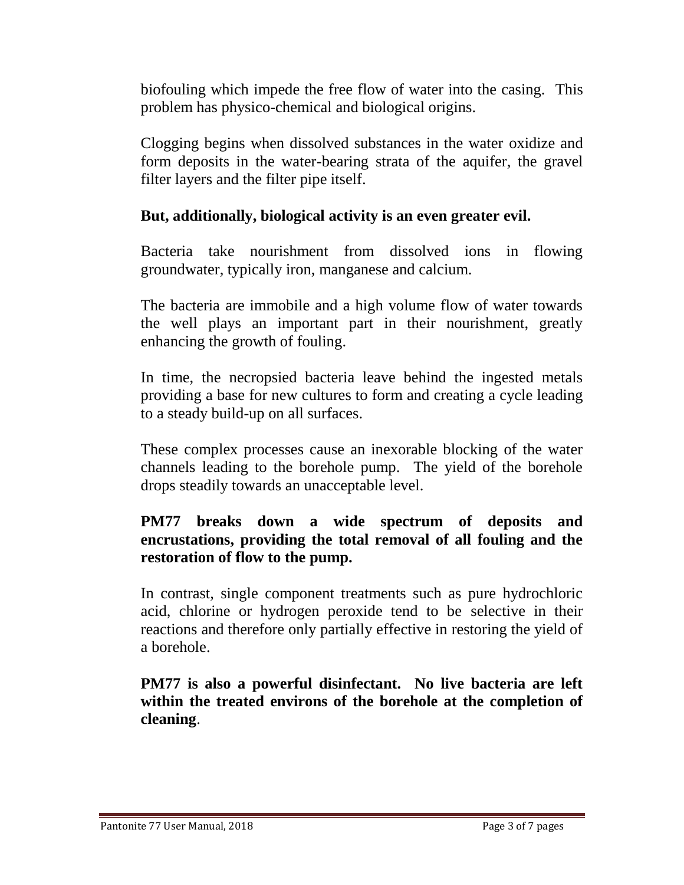biofouling which impede the free flow of water into the casing. This problem has physico-chemical and biological origins.

Clogging begins when dissolved substances in the water oxidize and form deposits in the water-bearing strata of the aquifer, the gravel filter layers and the filter pipe itself.

**But, additionally, biological activity is an even greater evil.**

Bacteria take nourishment from dissolved ions in flowing groundwater, typically iron, manganese and calcium.

The bacteria are immobile and a high volume flow of water towards the well plays an important part in their nourishment, greatly enhancing the growth of fouling.

In time, the necropsied bacteria leave behind the ingested metals providing a base for new cultures to form and creating a cycle leading to a steady build-up on all surfaces.

These complex processes cause an inexorable blocking of the water channels leading to the borehole pump. The yield of the borehole drops steadily towards an unacceptable level.

**PM77 breaks down a wide spectrum of deposits and encrustations, providing the total removal of all fouling and the restoration of flow to the pump.**

In contrast, single component treatments such as pure hydrochloric acid, chlorine or hydrogen peroxide tend to be selective in their reactions and therefore only partially effective in restoring the yield of a borehole.

**PM77 is also a powerful disinfectant. No live bacteria are left within the treated environs of the borehole at the completion of cleaning**.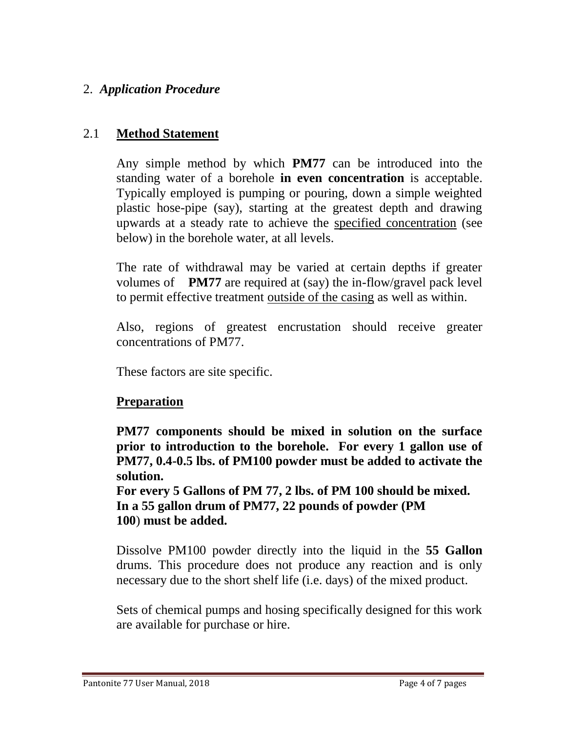## 2. *Application Procedure*

### 2.1 <u>**Method Statement**</u>

Any simple method by which **PM77** can be introduced into the standing water of a borehole **in even concentration** is acceptable. Typically employed is pumping or pouring, down a simple weighted plastic hose-pipe (say), starting at the greatest depth and drawing upwards at a steady rate to achieve the <u>specified concentration</u> (see below) in the borehole water, at all levels.

The rate of withdrawal may be varied at certain depths if greater volumes of **PM77** are required at (say) the in-flow/gravel pack level to permit effective treatment <u>outside of the casing</u> as well as within.

Also, regions of greatest encrustation should receive greater concentrations of PM77.

These factors are site specific.

<u>**Preparation**</u>

**PM77 components should be mixed in solution on the surface prior to introduction to the borehole. For every 1 gallon use of PM77, 0.4-0.5 lbs. of PM100 powder must be added to activate the solution.**
**For every 5 Gallons of PM 77, 2 lbs. of PM 100 should be mixed.**
**In a 55 gallon drum of PM77, 22 pounds of powder (PM 100) must be added.**

Dissolve PM100 powder directly into the liquid in the **55 Gallon** drums. This procedure does not produce any reaction and is only necessary due to the short shelf life (i.e. days) of the mixed product.

Sets of chemical pumps and hosing specifically designed for this work are available for purchase or hire.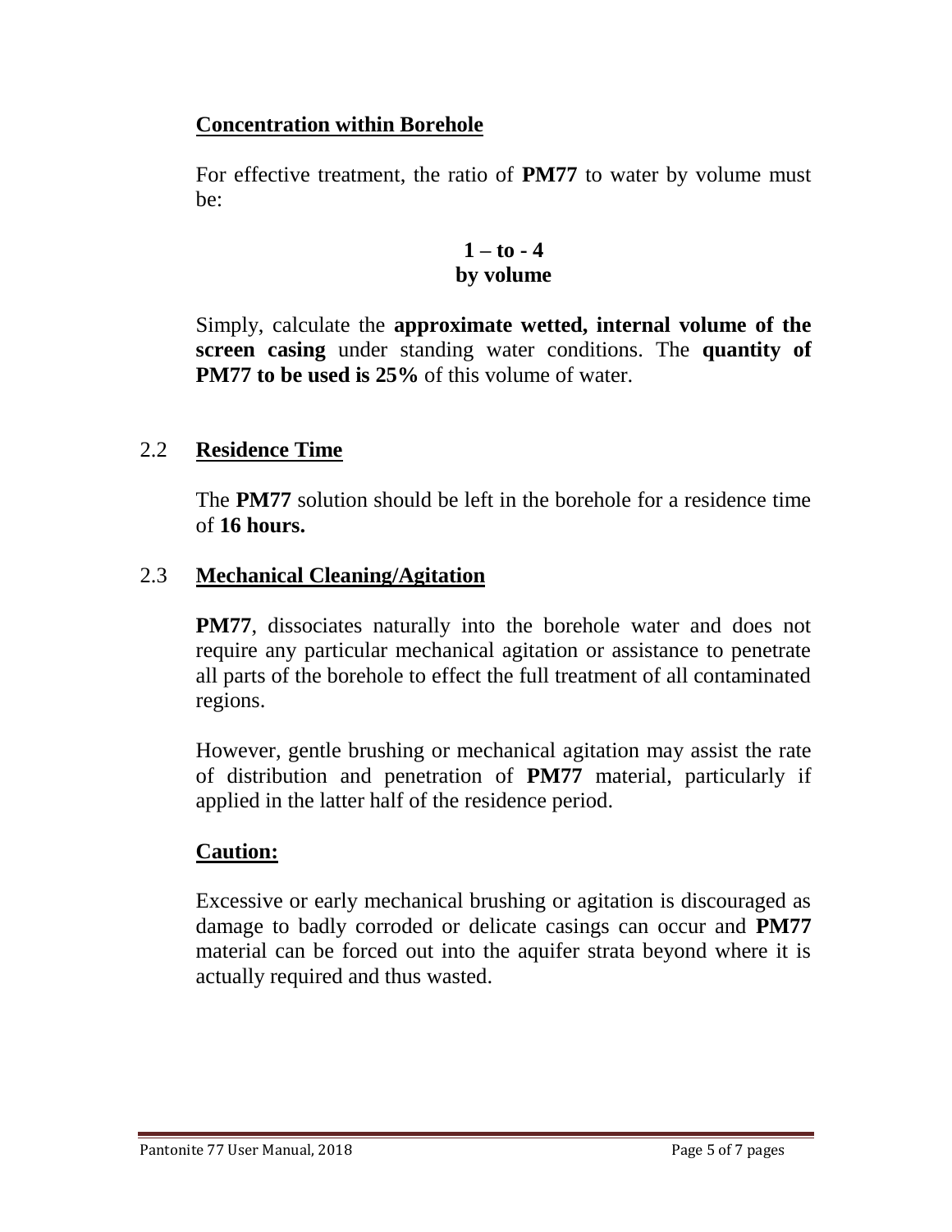### Concentration within Borehole

For effective treatment, the ratio of **PM77** to water by volume must be:

**1 – to - 4**
**by volume**

Simply, calculate the **approximate wetted, internal volume of the screen casing** under standing water conditions. The **quantity of PM77 to be used is 25%** of this volume of water.

## 2.2 Residence Time

The **PM77** solution should be left in the borehole for a residence time of **16 hours.**

## 2.3 Mechanical Cleaning/Agitation

**PM77**, dissociates naturally into the borehole water and does not require any particular mechanical agitation or assistance to penetrate all parts of the borehole to effect the full treatment of all contaminated regions.

However, gentle brushing or mechanical agitation may assist the rate of distribution and penetration of **PM77** material, particularly if applied in the latter half of the residence period.

### Caution:

Excessive or early mechanical brushing or agitation is discouraged as damage to badly corroded or delicate casings can occur and **PM77** material can be forced out into the aquifer strata beyond where it is actually required and thus wasted.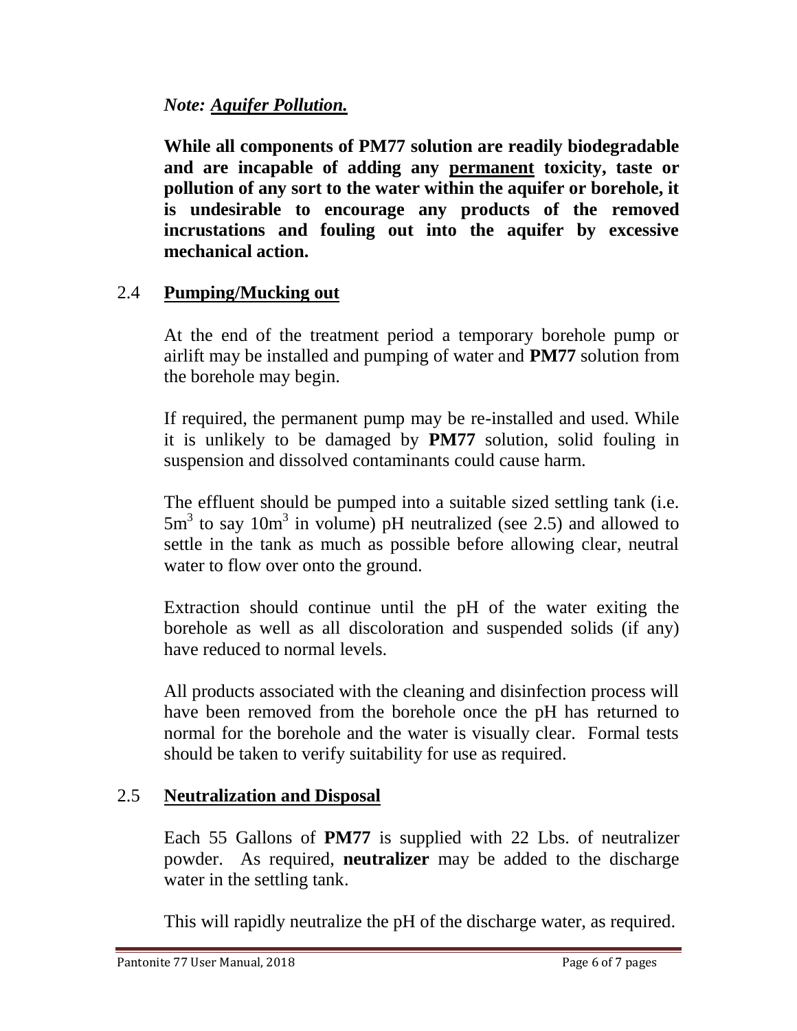*Note: Aquifer Pollution.*

**While all components of PM77 solution are readily biodegradable and are incapable of adding any permanent toxicity, taste or pollution of any sort to the water within the aquifer or borehole, it is undesirable to encourage any products of the removed incrustations and fouling out into the aquifer by excessive mechanical action.**

## 2.4 Pumping/Mucking out

At the end of the treatment period a temporary borehole pump or airlift may be installed and pumping of water and **PM77** solution from the borehole may begin.

If required, the permanent pump may be re-installed and used. While it is unlikely to be damaged by **PM77** solution, solid fouling in suspension and dissolved contaminants could cause harm.

The effluent should be pumped into a suitable sized settling tank (i.e. $5m^3$ to say $10m^3$ in volume) pH neutralized (see 2.5) and allowed to settle in the tank as much as possible before allowing clear, neutral water to flow over onto the ground.

Extraction should continue until the pH of the water exiting the borehole as well as all discoloration and suspended solids (if any) have reduced to normal levels.

All products associated with the cleaning and disinfection process will have been removed from the borehole once the pH has returned to normal for the borehole and the water is visually clear. Formal tests should be taken to verify suitability for use as required.

## 2.5 Neutralization and Disposal

Each 55 Gallons of **PM77** is supplied with 22 Lbs. of neutralizer powder. As required, **neutralizer** may be added to the discharge water in the settling tank.

This will rapidly neutralize the pH of the discharge water, as required.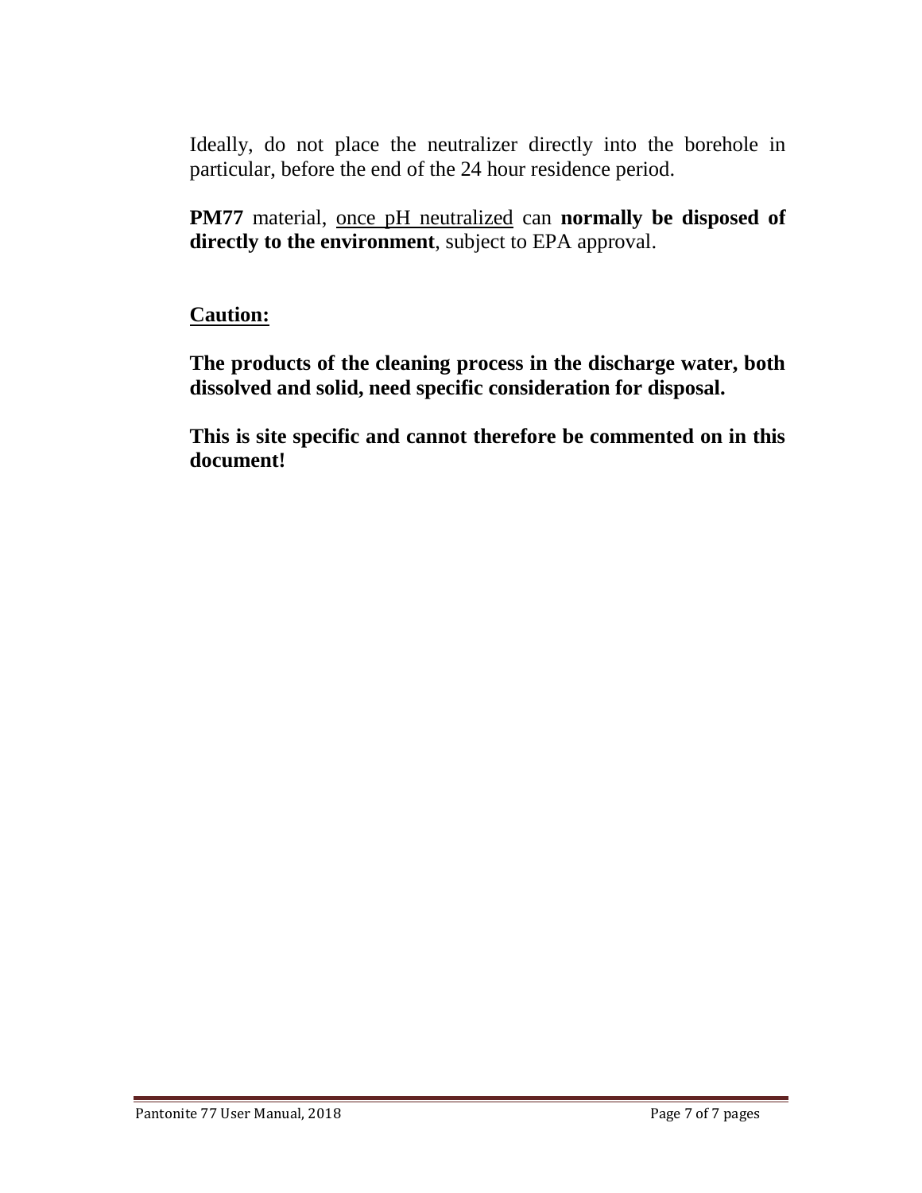Ideally, do not place the neutralizer directly into the borehole in particular, before the end of the 24 hour residence period.

**PM77** material, <u>once pH neutralized</u> can **normally be disposed of directly to the environment**, subject to EPA approval.

**<u>Caution:</u>**

**The products of the cleaning process in the discharge water, both dissolved and solid, need specific consideration for disposal.**

**This is site specific and cannot therefore be commented on in this document!**